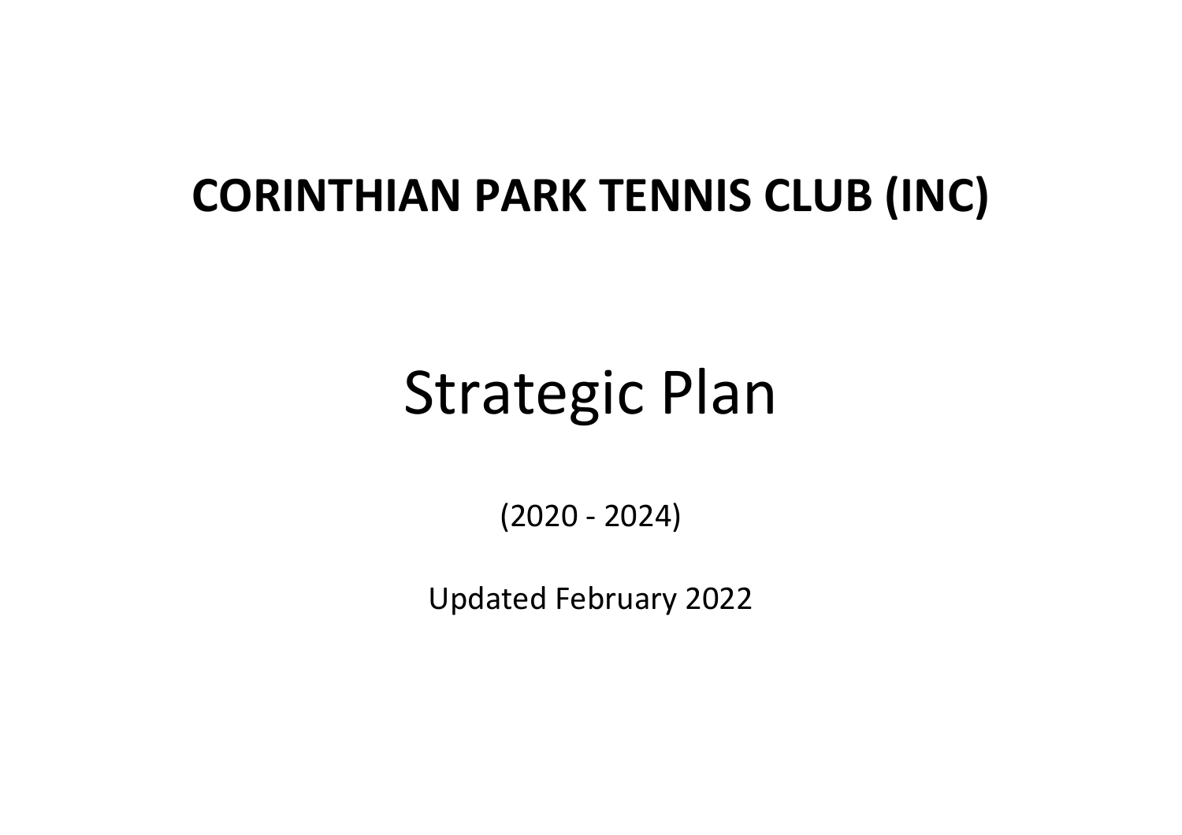# CORINTHIAN PARK TENNIS CLUB (INC)

# Strategic Plan

(2020 - 2024)

Updated February 2022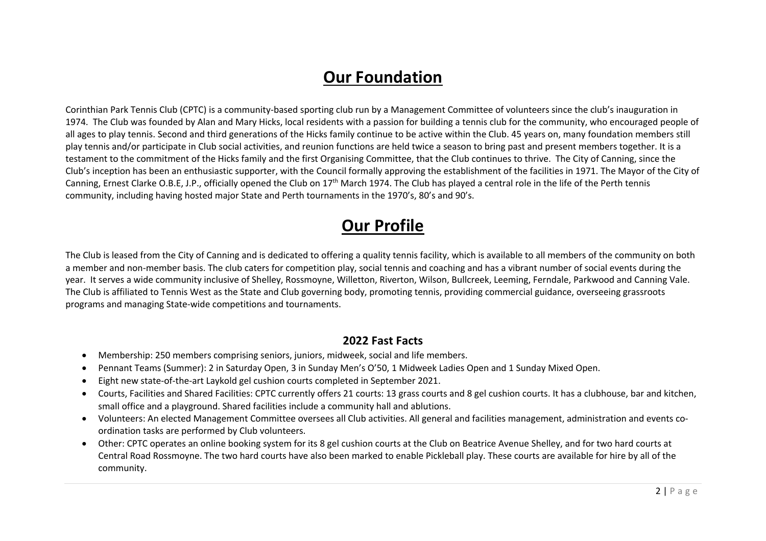# Our Foundation

Corinthian Park Tennis Club (CPTC) is a community-based sporting club run by a Management Committee of volunteers since the club's inauguration in 1974. The Club was founded by Alan and Mary Hicks, local residents with a passion for building a tennis club for the community, who encouraged people of all ages to play tennis. Second and third generations of the Hicks family continue to be active within the Club. 45 years on, many foundation members still play tennis and/or participate in Club social activities, and reunion functions are held twice a season to bring past and present members together. It is a testament to the commitment of the Hicks family and the first Organising Committee, that the Club continues to thrive. The City of Canning, since the Club's inception has been an enthusiastic supporter, with the Council formally approving the establishment of the facilities in 1971. The Mayor of the City of Canning, Ernest Clarke O.B.E, J.P., officially opened the Club on 17th March 1974. The Club has played a central role in the life of the Perth tennis community, including having hosted major State and Perth tournaments in the 1970's, 80's and 90's.

# Our Profile

The Club is leased from the City of Canning and is dedicated to offering a quality tennis facility, which is available to all members of the community on both a member and non-member basis. The club caters for competition play, social tennis and coaching and has a vibrant number of social events during the year. It serves a wide community inclusive of Shelley, Rossmoyne, Willetton, Riverton, Wilson, Bullcreek, Leeming, Ferndale, Parkwood and Canning Vale. The Club is affiliated to Tennis West as the State and Club governing body, promoting tennis, providing commercial guidance, overseeing grassroots programs and managing State-wide competitions and tournaments.

### 2022 Fast Facts

- Membership: 250 members comprising seniors, juniors, midweek, social and life members.
- Pennant Teams (Summer): 2 in Saturday Open, 3 in Sunday Men's O'50, 1 Midweek Ladies Open and 1 Sunday Mixed Open.
- Eight new state-of-the-art Laykold gel cushion courts completed in September 2021.
- Courts, Facilities and Shared Facilities: CPTC currently offers 21 courts: 13 grass courts and 8 gel cushion courts. It has a clubhouse, bar and kitchen, small office and a playground. Shared facilities include a community hall and ablutions.
- Volunteers: An elected Management Committee oversees all Club activities. All general and facilities management, administration and events co-ordination tasks are performed by Club volunteers.
- Other: CPTC operates an online booking system for its 8 gel cushion courts at the Club on Beatrice Avenue Shelley, and for two hard courts at Central Road Rossmoyne. The two hard courts have also been marked to enable Pickleball play. These courts are available for hire by all of the community.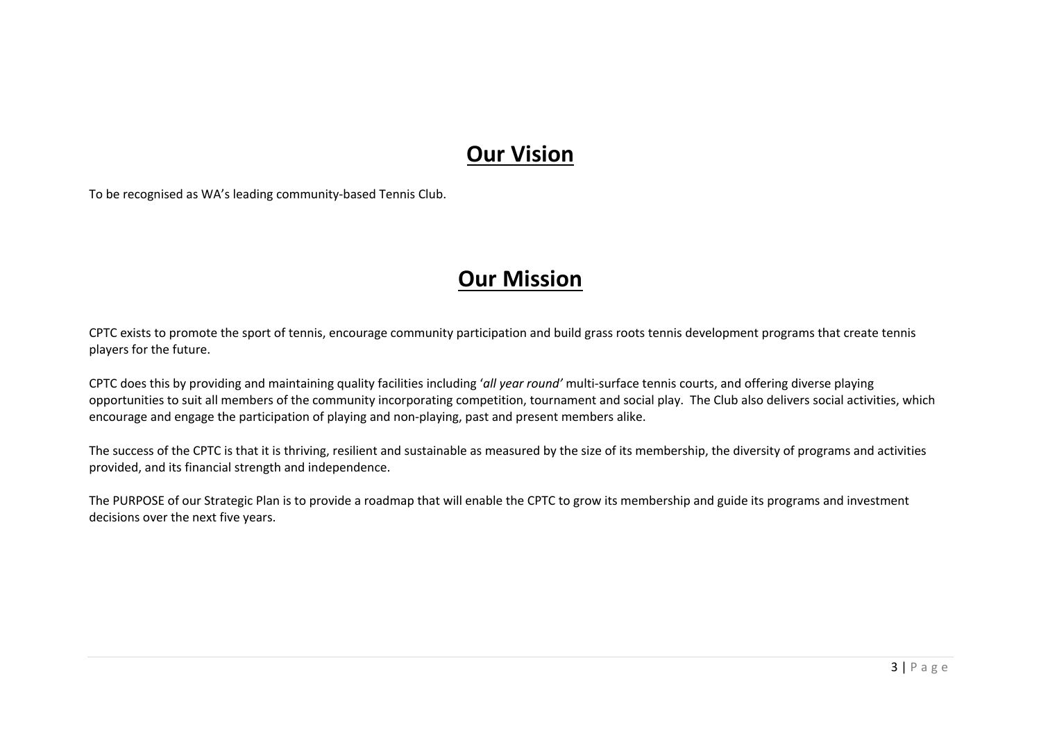# **Our Vision**

To be recognised as WA's leading community-based Tennis Club.

# **Our Mission**

CPTC exists to promote the sport of tennis, encourage community participation and build grass roots tennis development programs that create tennis players for the future.

CPTC does this by providing and maintaining quality facilities including '*all year round'* multi-surface tennis courts, and offering diverse playing opportunities to suit all members of the community incorporating competition, tournament and social play. The Club also delivers social activities, which encourage and engage the participation of playing and non-playing, past and present members alike.

The success of the CPTC is that it is thriving, resilient and sustainable as measured by the size of its membership, the diversity of programs and activities provided, and its financial strength and independence.

The PURPOSE of our Strategic Plan is to provide a roadmap that will enable the CPTC to grow its membership and guide its programs and investment decisions over the next five years.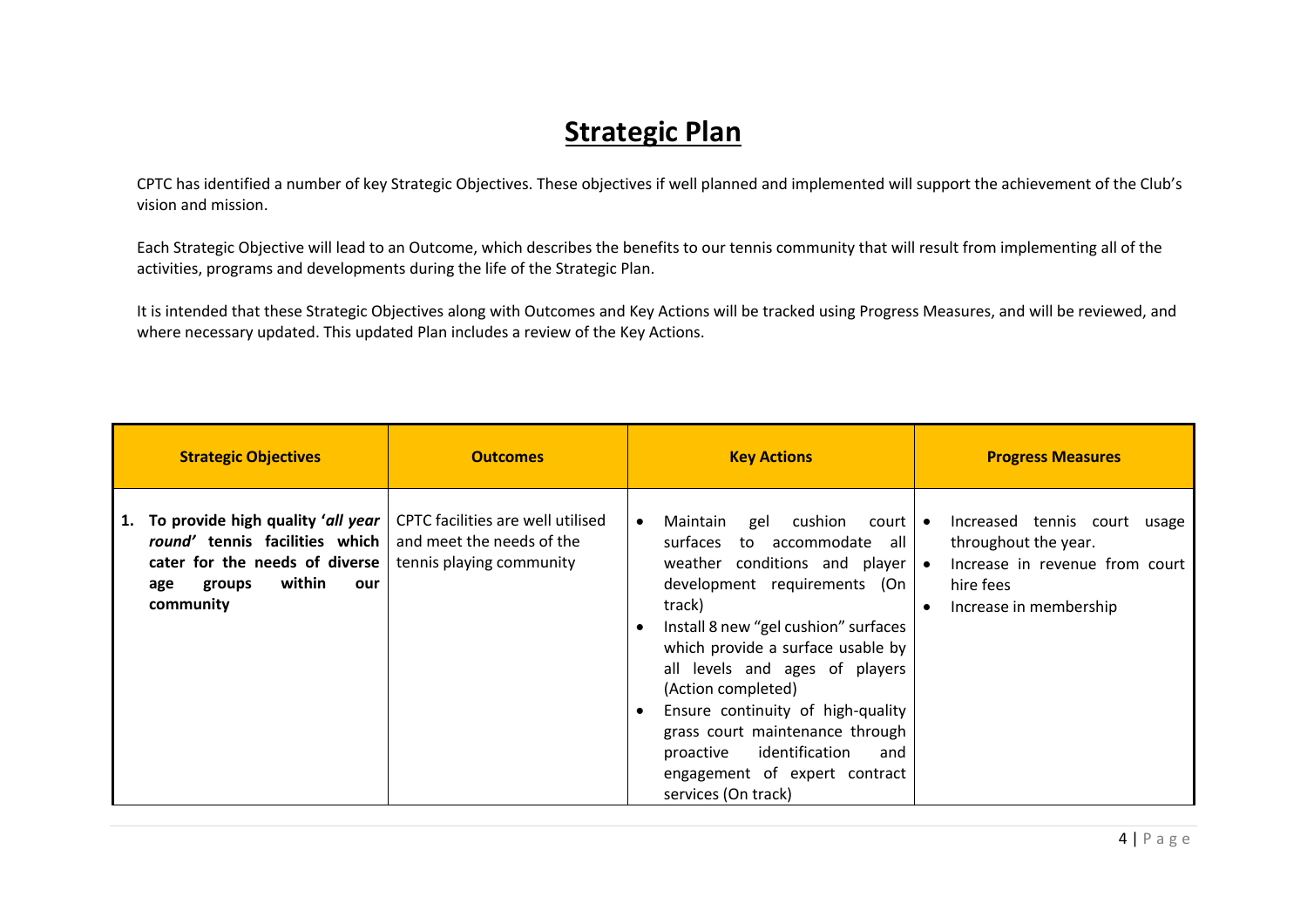# Strategic Plan

CPTC has identified a number of key Strategic Objectives. These objectives if well planned and implemented will support the achievement of the Club's vision and mission.

Each Strategic Objective will lead to an Outcome, which describes the benefits to our tennis community that will result from implementing all of the activities, programs and developments during the life of the Strategic Plan.

It is intended that these Strategic Objectives along with Outcomes and Key Actions will be tracked using Progress Measures, and will be reviewed, and where necessary updated. This updated Plan includes a review of the Key Actions.

| Strategic Objectives | Outcomes | Key Actions | Progress Measures |
|---|---|---|---|
| **1. To provide high quality '*all year round'* tennis facilities which cater for the needs of diverse age groups within our community** | CPTC facilities are well utilised and meet the needs of the tennis playing community | • Maintain gel cushion court surfaces to accommodate all weather conditions and player development requirements (On track)<br>• Install 8 new "gel cushion" surfaces which provide a surface usable by all levels and ages of players (Action completed)<br>• Ensure continuity of high-quality grass court maintenance through proactive identification and engagement of expert contract services (On track) | • Increased tennis court usage throughout the year.<br>• Increase in revenue from court hire fees<br>• Increase in membership |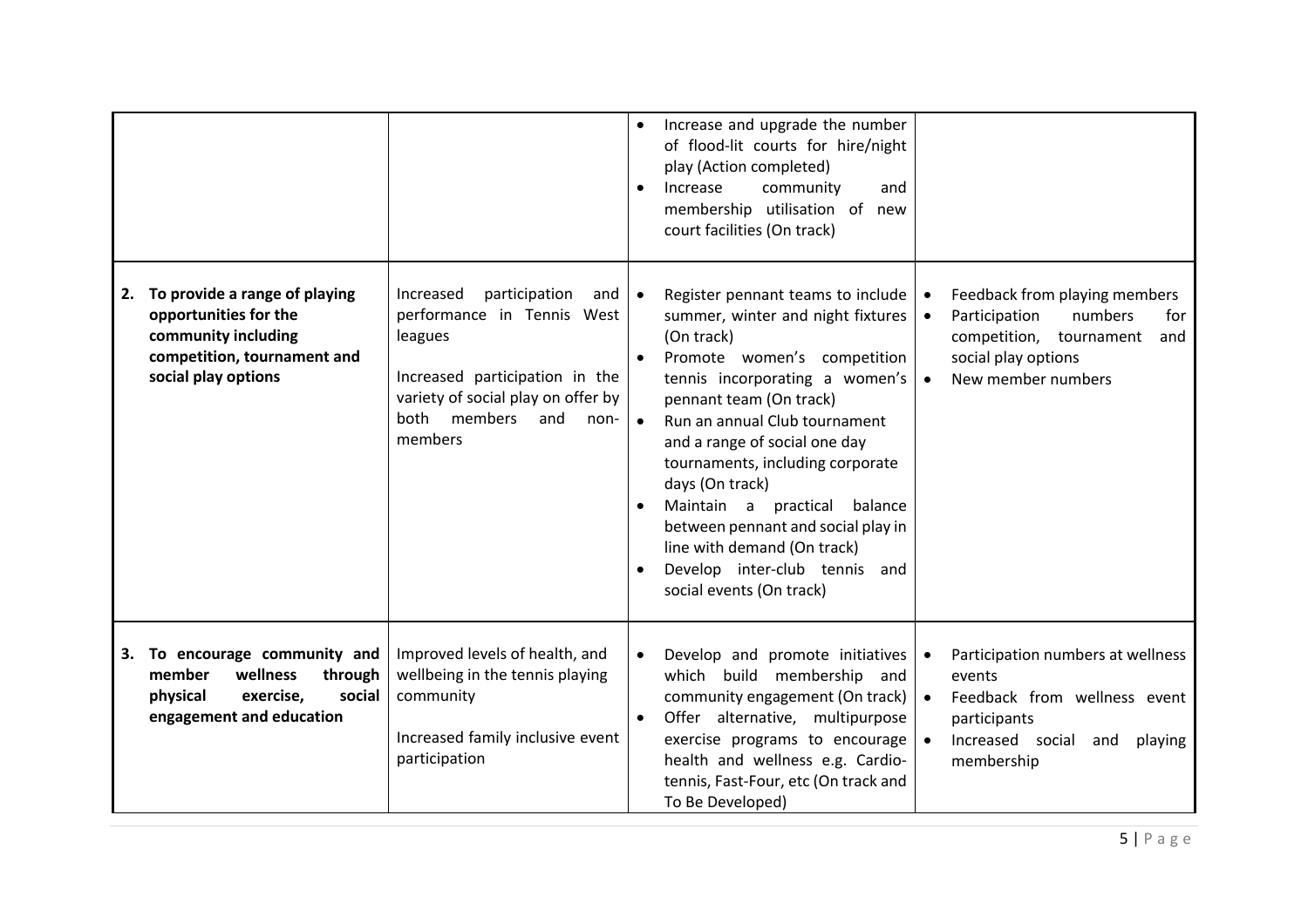| | | | |
|---|---|---|---|
| | | • Increase and upgrade the number of flood-lit courts for hire/night play (Action completed)<br>• Increase community and membership utilisation of new court facilities (On track) | |
| **2. To provide a range of playing opportunities for the community including competition, tournament and social play options** | Increased participation and performance in Tennis West leagues<br><br>Increased participation in the variety of social play on offer by both members and non-members | • Register pennant teams to include summer, winter and night fixtures (On track)<br>• Promote women's competition tennis incorporating a women's pennant team (On track)<br>• Run an annual Club tournament and a range of social one day tournaments, including corporate days (On track)<br>• Maintain a practical balance between pennant and social play in line with demand (On track)<br>• Develop inter-club tennis and social events (On track) | • Feedback from playing members<br>• Participation numbers for competition, tournament and social play options<br>• New member numbers |
| **3. To encourage community and member wellness through physical exercise, social engagement and education** | Improved levels of health, and wellbeing in the tennis playing community<br><br>Increased family inclusive event participation | • Develop and promote initiatives which build membership and community engagement (On track)<br>• Offer alternative, multipurpose exercise programs to encourage health and wellness e.g. Cardio-tennis, Fast-Four, etc (On track and To Be Developed) | • Participation numbers at wellness events<br>• Feedback from wellness event participants<br>• Increased social and playing membership |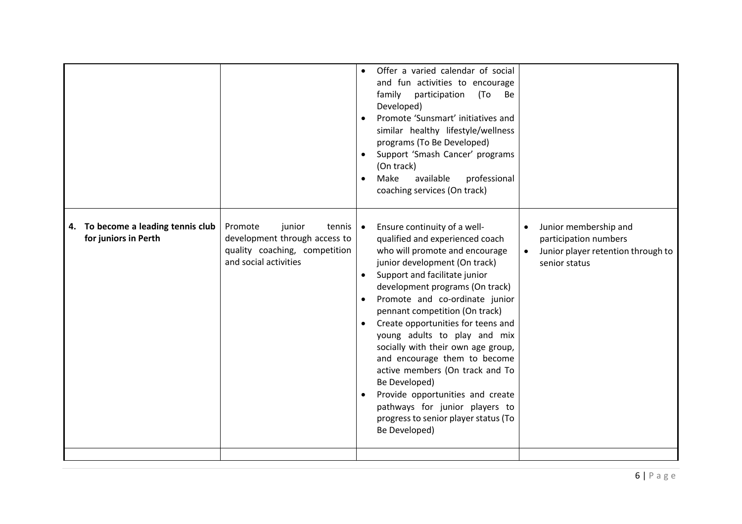| | | | |
|---|---|---|---|
| | | • Offer a varied calendar of social and fun activities to encourage family participation (To Be Developed)<br>• Promote 'Sunsmart' initiatives and similar healthy lifestyle/wellness programs (To Be Developed)<br>• Support 'Smash Cancer' programs (On track)<br>• Make available professional coaching services (On track) | |
| **4. To become a leading tennis club for juniors in Perth** | Promote junior tennis development through access to quality coaching, competition and social activities | • Ensure continuity of a well-qualified and experienced coach who will promote and encourage junior development (On track)<br>• Support and facilitate junior development programs (On track)<br>• Promote and co-ordinate junior pennant competition (On track)<br>• Create opportunities for teens and young adults to play and mix socially with their own age group, and encourage them to become active members (On track and To Be Developed)<br>• Provide opportunities and create pathways for junior players to progress to senior player status (To Be Developed) | • Junior membership and participation numbers<br>• Junior player retention through to senior status |
| | | | |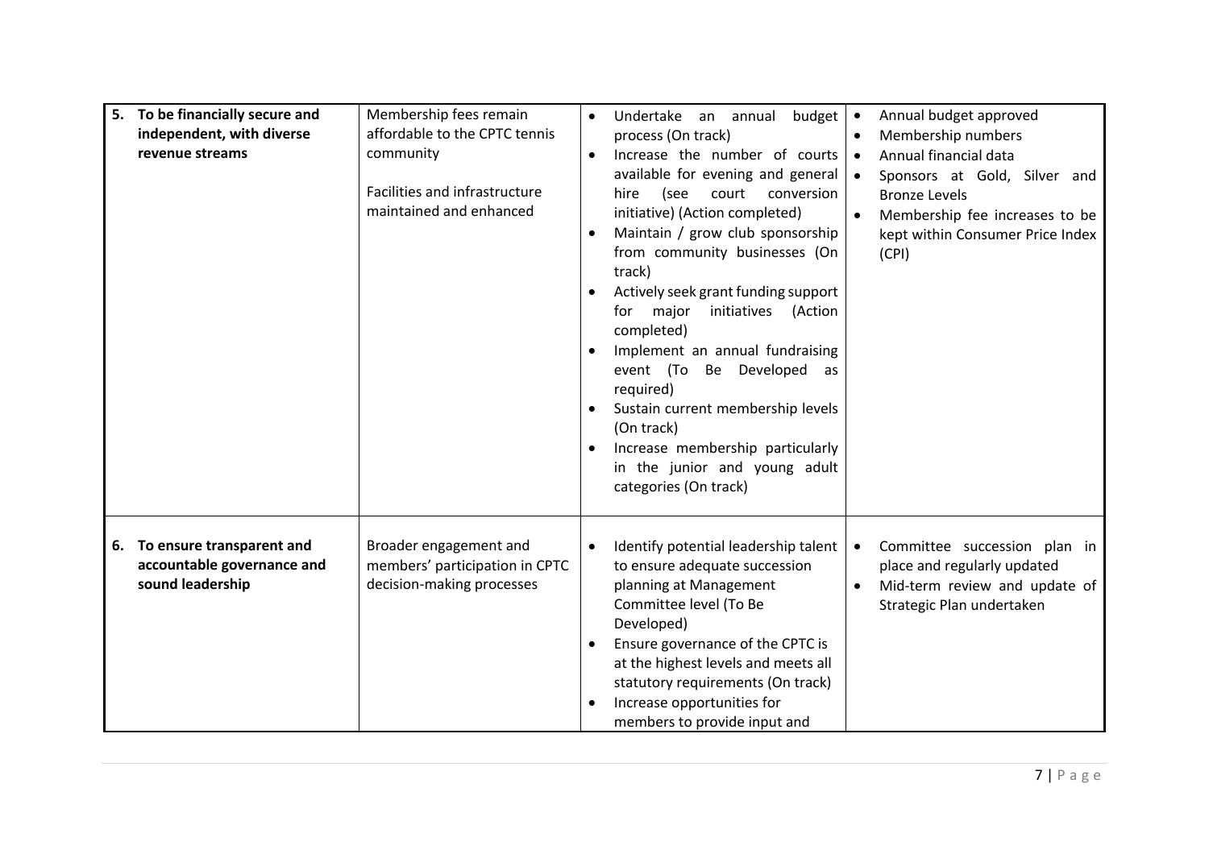| | | | |
|---|---|---|---|
| **5. To be financially secure and independent, with diverse revenue streams** | Membership fees remain affordable to the CPTC tennis community<br><br>Facilities and infrastructure maintained and enhanced | • Undertake an annual budget process (On track)<br>• Increase the number of courts available for evening and general hire (see court conversion initiative) (Action completed)<br>• Maintain / grow club sponsorship from community businesses (On track)<br>• Actively seek grant funding support for major initiatives (Action completed)<br>• Implement an annual fundraising event (To Be Developed as required)<br>• Sustain current membership levels (On track)<br>• Increase membership particularly in the junior and young adult categories (On track) | • Annual budget approved<br>• Membership numbers<br>• Annual financial data<br>• Sponsors at Gold, Silver and Bronze Levels<br>• Membership fee increases to be kept within Consumer Price Index (CPI) |
| **6. To ensure transparent and accountable governance and sound leadership** | Broader engagement and members' participation in CPTC decision-making processes | • Identify potential leadership talent to ensure adequate succession planning at Management Committee level (To Be Developed)<br>• Ensure governance of the CPTC is at the highest levels and meets all statutory requirements (On track)<br>• Increase opportunities for members to provide input and | • Committee succession plan in place and regularly updated<br>• Mid-term review and update of Strategic Plan undertaken |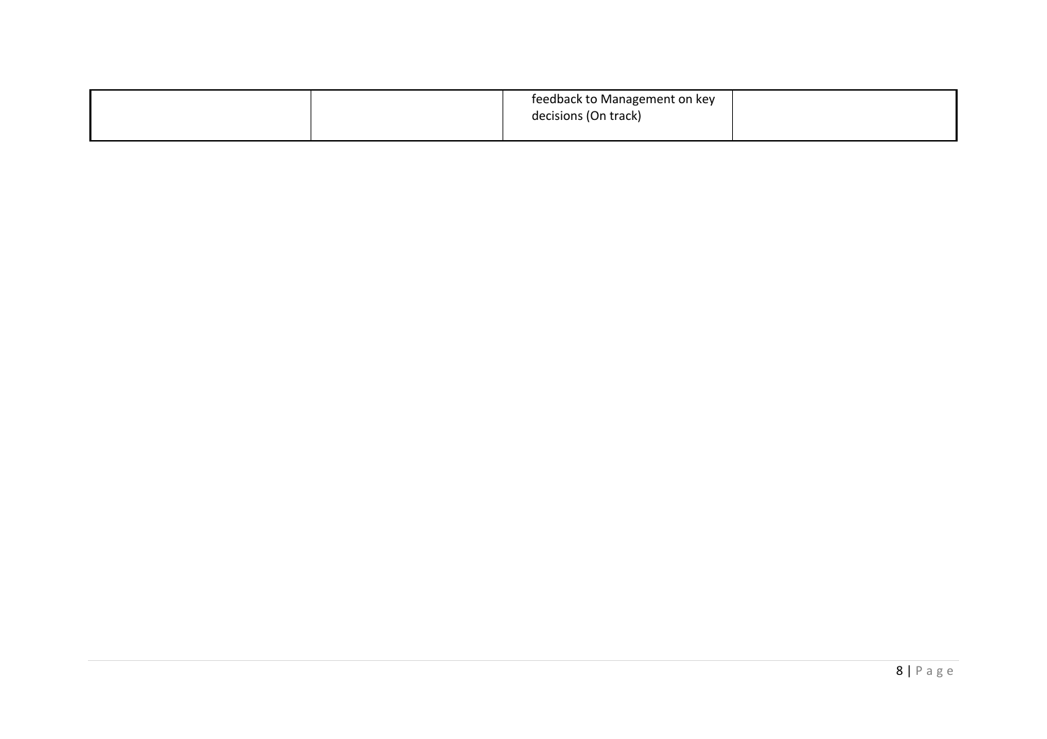| | | | |
|---|---|---|---|
| | | feedback to Management on key decisions (On track) | |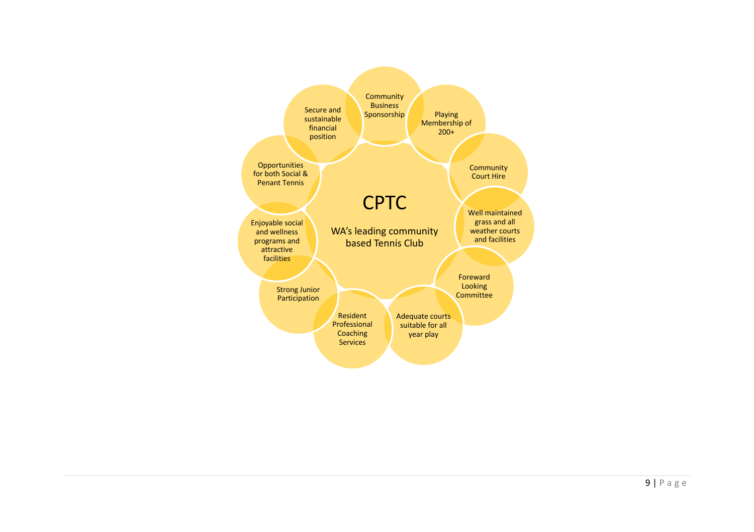CPTC

WA's leading community based Tennis Club

Community Business Sponsorship

Playing Membership of 200+

Community Court Hire

Well maintained grass and all weather courts and facilities

Foreward Looking Committee

Adequate courts suitable for all year play

Resident Professional Coaching Services

Strong Junior Participation

Enjoyable social and wellness programs and attractive facilities

Opportunities for both Social & Penant Tennis

Secure and sustainable financial position